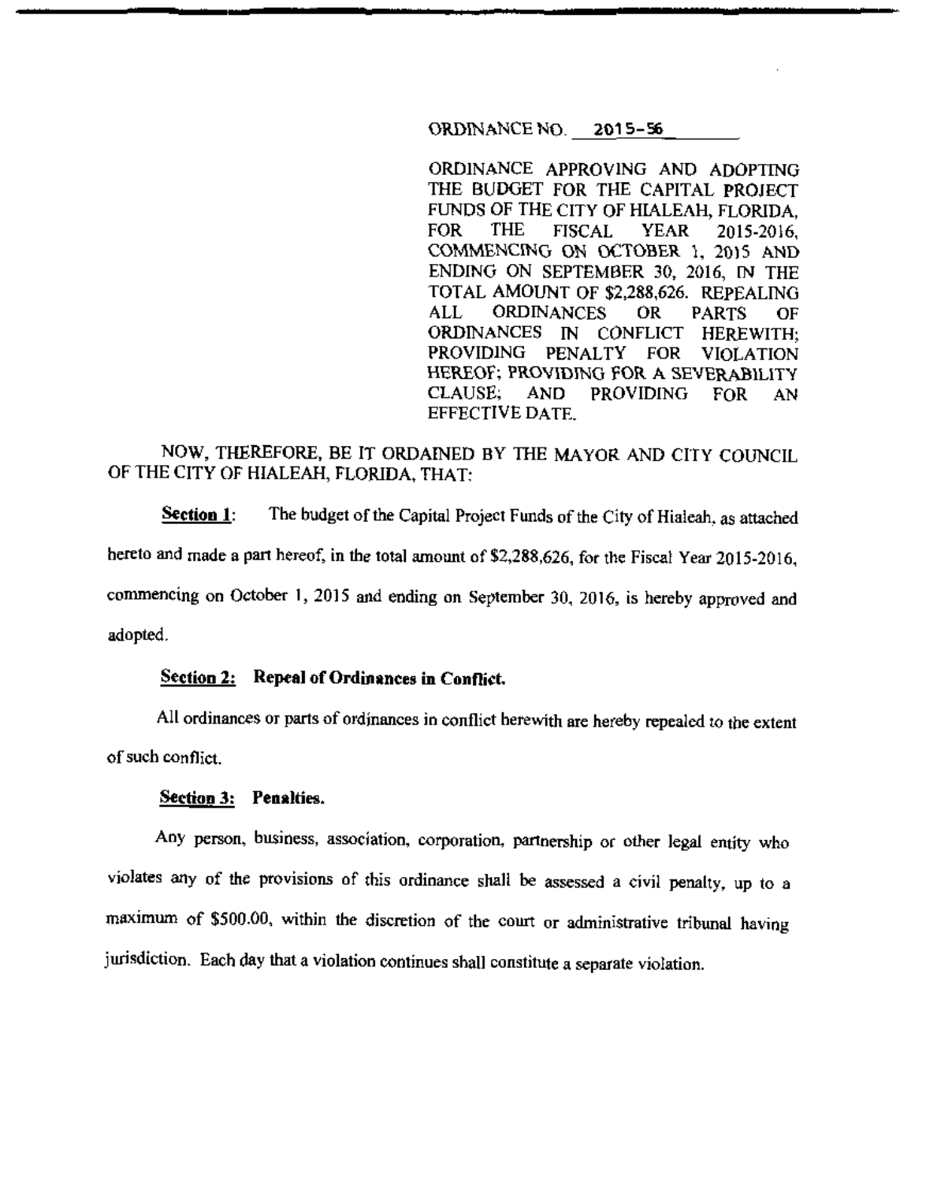ORDINANCE NO. 2015-56

ORDINANCE APPROVING AND ADOPTING THE BUDGET FOR THE CAPITAL PROJECT FUNDS OF THE CITY OF HIALEAH, FLORIDA, FOR THE FISCAL YEAR 2015-2016, COMMENCING ON OCTOBER 1, 2015 AND ENDING ON SEPTEMBER 30, 2016, IN THE TOTAL AMOUNT OF $2,288,626. REPEALING ALL ORDINANCES OR PARTS OF ORDINANCES IN CONFLICT HEREWITH; PROVIDING PENALTY FOR VIOLATION HEREOF; PROVIDING FOR A SEVERABILITY CLAUSE; AND PROVIDING FOR AN EFFECTIVE DATE.

NOW, THEREFORE, BE IT ORDAINED BY THE MAYOR AND CITY COUNCIL OF THE CITY OF HIALEAH, FLORIDA, THAT:

**Section 1**: The budget of the Capital Project Funds of the City of Hialeah, as attached hereto and made a part hereof, in the total amount of $2,288,626, for the Fiscal Year 2015-2016, commencing on October 1, 2015 and ending on September 30, 2016, is hereby approved and adopted.

**Section 2: Repeal of Ordinances in Conflict.**

All ordinances or parts of ordinances in conflict herewith are hereby repealed to the extent of such conflict.

**Section 3: Penalties.**

Any person, business, association, corporation, partnership or other legal entity who violates any of the provisions of this ordinance shall be assessed a civil penalty, up to a maximum of $500.00, within the discretion of the court or administrative tribunal having jurisdiction. Each day that a violation continues shall constitute a separate violation.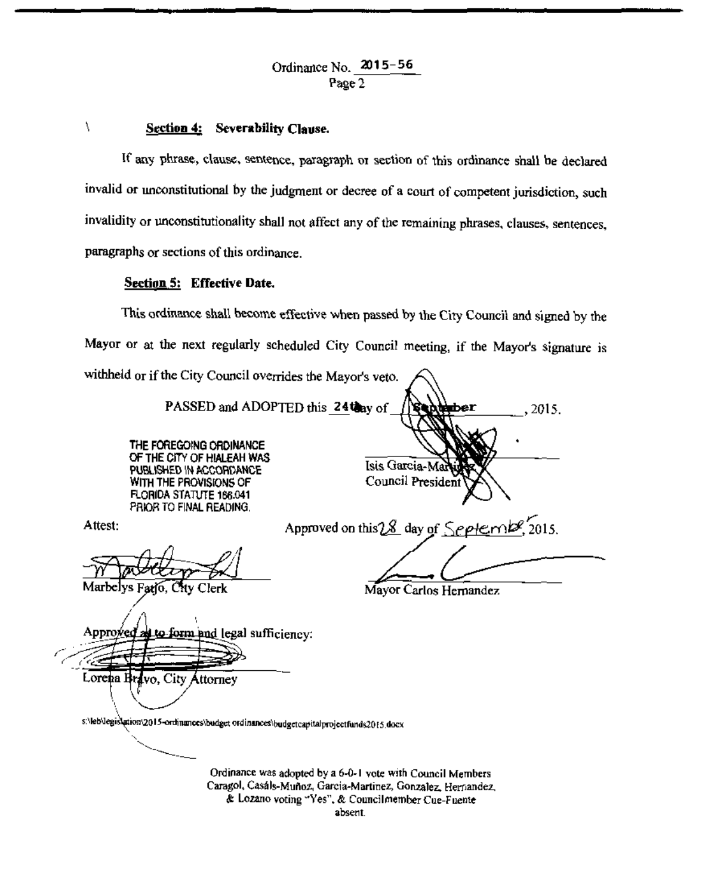Ordinance No. 2015-56
Page 2

**Section 4: Severability Clause.**

If any phrase, clause, sentence, paragraph or section of this ordinance shall be declared invalid or unconstitutional by the judgment or decree of a court of competent jurisdiction, such invalidity or unconstitutionality shall not affect any of the remaining phrases, clauses, sentences, paragraphs or sections of this ordinance.

**Section 5: Effective Date.**

This ordinance shall become effective when passed by the City Council and signed by the Mayor or at the next regularly scheduled City Council meeting, if the Mayor's signature is withheld or if the City Council overrides the Mayor's veto.

PASSED and ADOPTED this 24th day of September, 2015.

THE FOREGOING ORDINANCE OF THE CITY OF HIALEAH WAS PUBLISHED IN ACCORDANCE WITH THE PROVISIONS OF FLORIDA STATUTE 166.041 PRIOR TO FINAL READING.

Isis Garcia-Martinez
Council President

Attest:

Approved on this 28 day of September, 2015.

Marbelys Fatjo, City Clerk

Mayor Carlos Hernandez

Approved as to form and legal sufficiency:

Lorena Bravo, City Attorney

s:\leb\legislation\2015-ordinances\budget ordinances\budgetcapitalprojectfunds2015.docx

Ordinance was adopted by a 6-0-1 vote with Council Members Caragol, Casáls-Muñoz, Garcia-Martinez, Gonzalez, Hernandez, & Lozano voting "Yes", & Councilmember Cue-Fuente absent.